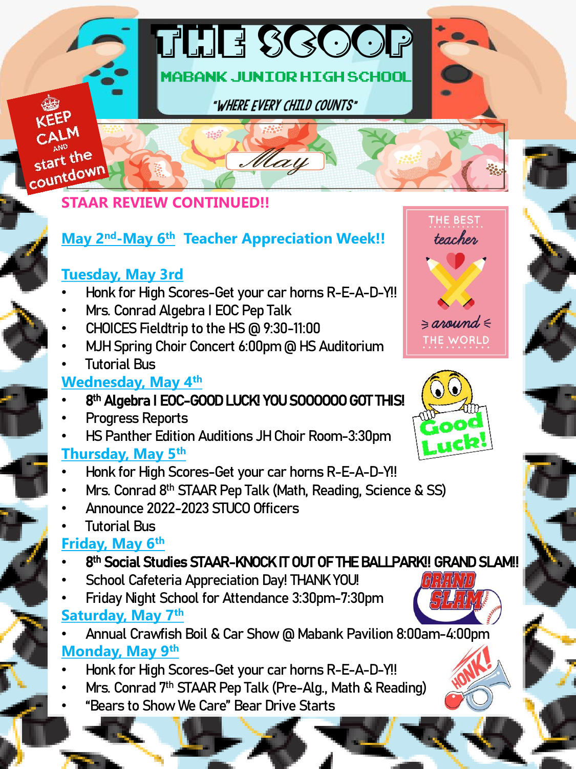# THE SCOOP

## MABANK JUNIOR HIGH SCHOOL

*"WHERE EVERY CHILD COUNTS"*

KEEP CALM AND start the countdown

## May

**STAAR REVIEW CONTINUED!!**

### May 2nd-May 6th Teacher Appreciation Week!!

THE BEST teacher around THE WORLD

### Tuesday, May 3rd

- Honk for High Scores-Get your car horns R-E-A-D-Y!!
- Mrs. Conrad Algebra I EOC Pep Talk
- CHOICES Fieldtrip to the HS @ 9:30-11:00
- MJH Spring Choir Concert 6:00pm @ HS Auditorium
- Tutorial Bus

### Wednesday, May 4th

- **8th Algebra I EOC-GOOD LUCK! YOU SOOOOOO GOT THIS!**
- Progress Reports
- HS Panther Edition Auditions JH Choir Room-3:30pm

Good Luck!

### Thursday, May 5th

- Honk for High Scores-Get your car horns R-E-A-D-Y!!
- Mrs. Conrad 8th STAAR Pep Talk (Math, Reading, Science & SS)
- Announce 2022-2023 STUCO Officers
- Tutorial Bus

### Friday, May 6th

- **8th Social Studies STAAR-KNOCK IT OUT OF THE BALLPARK!! GRAND SLAM!!**
- School Cafeteria Appreciation Day! THANK YOU!
- Friday Night School for Attendance 3:30pm-7:30pm

GRAND SLAM

### Saturday, May 7th

- Annual Crawfish Boil & Car Show @ Mabank Pavilion 8:00am-4:00pm

### Monday, May 9th

- Honk for High Scores-Get your car horns R-E-A-D-Y!!
- Mrs. Conrad 7th STAAR Pep Talk (Pre-Alg., Math & Reading)
- "Bears to Show We Care" Bear Drive Starts

HONK!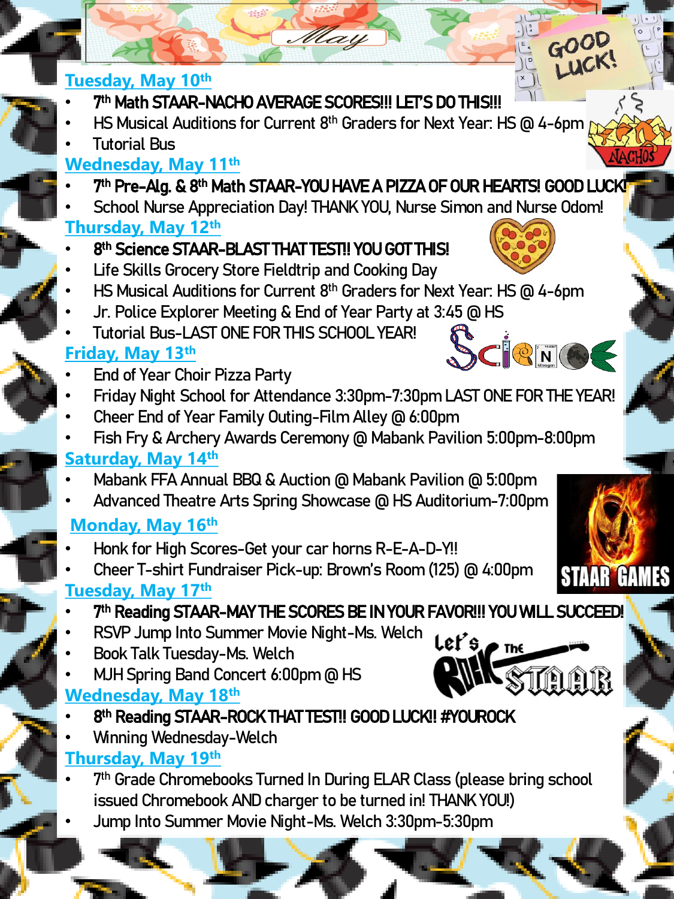# May

## Tuesday, May 10th

- **7th Math STAAR-NACHO AVERAGE SCORES!!! LET'S DO THIS!!!**
- HS Musical Auditions for Current 8th Graders for Next Year: HS @ 4-6pm
- Tutorial Bus

## Wednesday, May 11th

- **7th Pre-Alg. & 8th Math STAAR-YOU HAVE A PIZZA OF OUR HEARTS! GOOD LUCK!**
- School Nurse Appreciation Day! THANK YOU, Nurse Simon and Nurse Odom!

## Thursday, May 12th

- **8th Science STAAR-BLAST THAT TEST!! YOU GOT THIS!**
- Life Skills Grocery Store Fieldtrip and Cooking Day
- HS Musical Auditions for Current 8th Graders for Next Year: HS @ 4-6pm
- Jr. Police Explorer Meeting & End of Year Party at 3:45 @ HS
- Tutorial Bus-LAST ONE FOR THIS SCHOOL YEAR!

## Friday, May 13th

- End of Year Choir Pizza Party
- Friday Night School for Attendance 3:30pm-7:30pm LAST ONE FOR THE YEAR!
- Cheer End of Year Family Outing-Film Alley @ 6:00pm
- Fish Fry & Archery Awards Ceremony @ Mabank Pavilion 5:00pm-8:00pm

## Saturday, May 14th

- Mabank FFA Annual BBQ & Auction @ Mabank Pavilion @ 5:00pm
- Advanced Theatre Arts Spring Showcase @ HS Auditorium-7:00pm

## Monday, May 16th

- Honk for High Scores-Get your car horns R-E-A-D-Y!!
- Cheer T-shirt Fundraiser Pick-up: Brown's Room (125) @ 4:00pm

## Tuesday, May 17th

- **7th Reading STAAR-MAY THE SCORES BE IN YOUR FAVOR!!! YOU WILL SUCCEED!**
- RSVP Jump Into Summer Movie Night-Ms. Welch
- Book Talk Tuesday-Ms. Welch
- MJH Spring Band Concert 6:00pm @ HS

## Wednesday, May 18th

- **8th Reading STAAR-ROCK THAT TEST!! GOOD LUCK!! #YOUROCK**
- Winning Wednesday-Welch

## Thursday, May 19th

- 7th Grade Chromebooks Turned In During ELAR Class (please bring school issued Chromebook AND charger to be turned in! THANK YOU!)
- Jump Into Summer Movie Night-Ms. Welch 3:30pm-5:30pm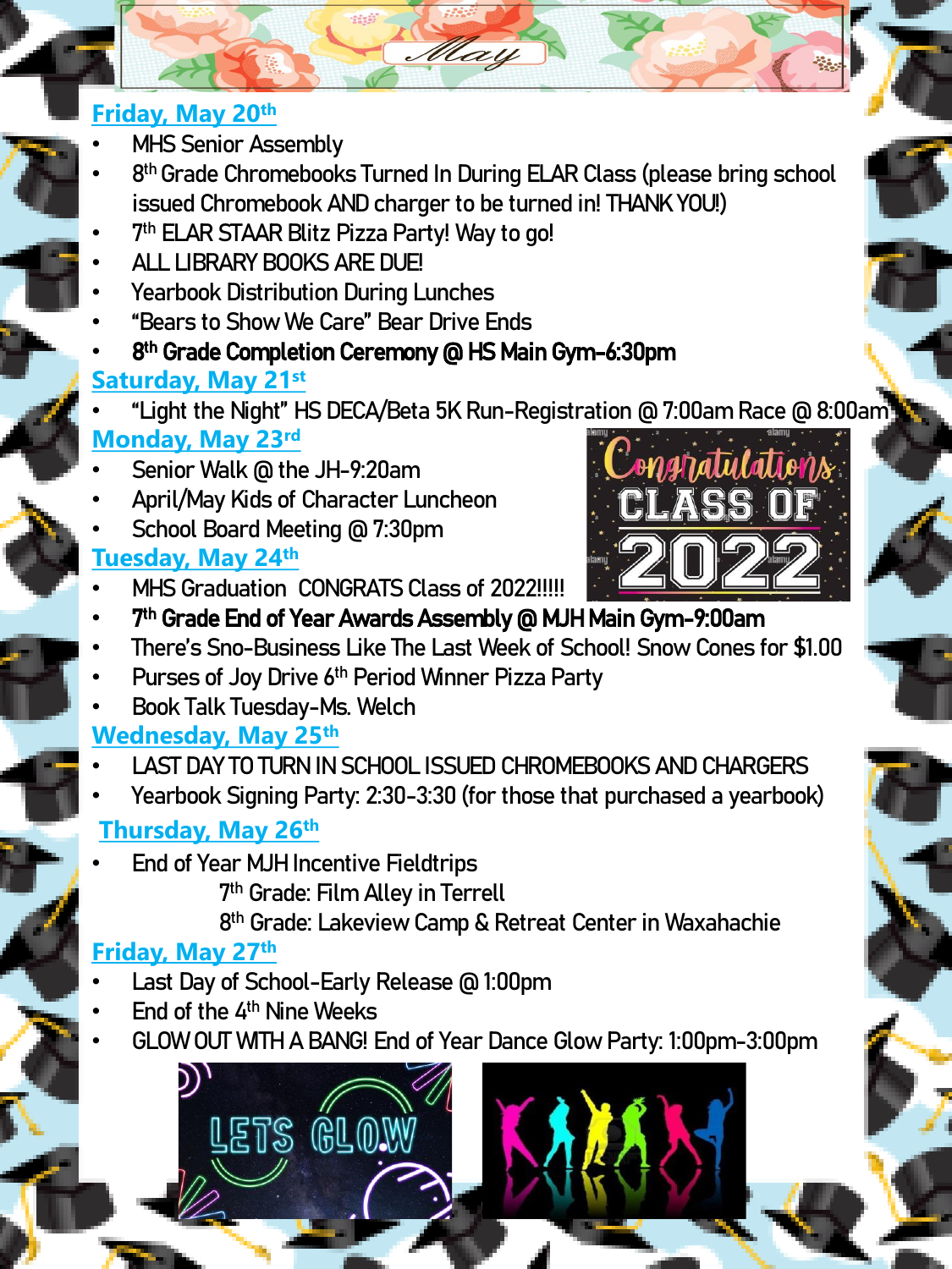# May

## Friday, May 20th

- MHS Senior Assembly
- 8th Grade Chromebooks Turned In During ELAR Class (please bring school issued Chromebook AND charger to be turned in! THANK YOU!)
- 7th ELAR STAAR Blitz Pizza Party! Way to go!
- ALL LIBRARY BOOKS ARE DUE!
- Yearbook Distribution During Lunches
- "Bears to Show We Care" Bear Drive Ends
- **8th Grade Completion Ceremony @ HS Main Gym-6:30pm**

## Saturday, May 21st

- "Light the Night" HS DECA/Beta 5K Run-Registration @ 7:00am Race @ 8:00am

## Monday, May 23rd

- Senior Walk @ the JH-9:20am
- April/May Kids of Character Luncheon
- School Board Meeting @ 7:30pm

## Tuesday, May 24th

- MHS Graduation CONGRATS Class of 2022!!!!!
- **7th Grade End of Year Awards Assembly @ MJH Main Gym-9:00am**
- There's Sno-Business Like The Last Week of School! Snow Cones for $1.00
- Purses of Joy Drive 6th Period Winner Pizza Party
- Book Talk Tuesday-Ms. Welch

## Wednesday, May 25th

- LAST DAY TO TURN IN SCHOOL ISSUED CHROMEBOOKS AND CHARGERS
- Yearbook Signing Party: 2:30-3:30 (for those that purchased a yearbook)

## Thursday, May 26th

- End of Year MJH Incentive Fieldtrips
  - 7th Grade: Film Alley in Terrell
  - 8th Grade: Lakeview Camp & Retreat Center in Waxahachie

## Friday, May 27th

- Last Day of School-Early Release @ 1:00pm
- End of the 4th Nine Weeks
- GLOW OUT WITH A BANG! End of Year Dance Glow Party: 1:00pm-3:00pm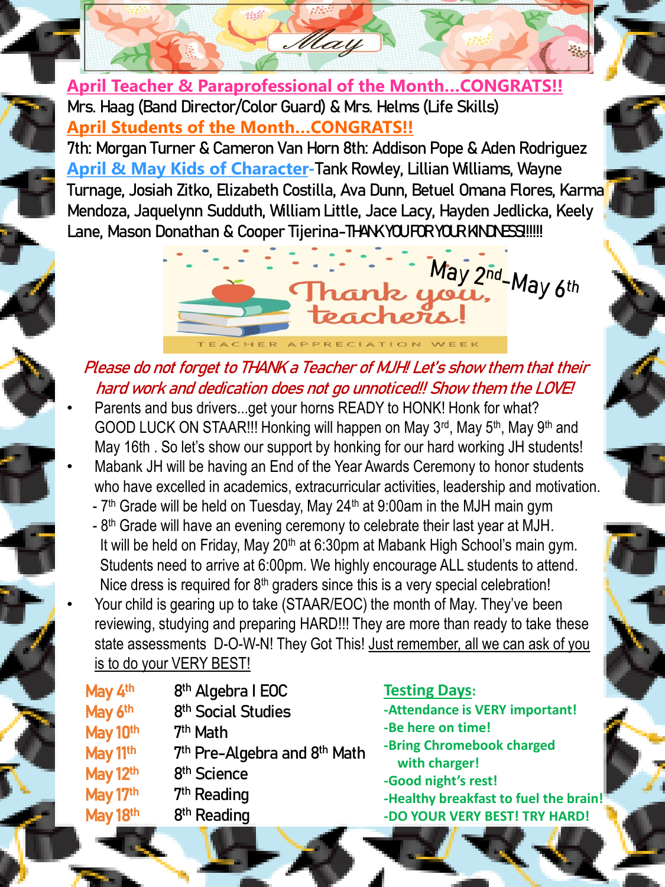# May

**April Teacher & Paraprofessional of the Month…CONGRATS!!**

Mrs. Haag (Band Director/Color Guard) & Mrs. Helms (Life Skills)

**April Students of the Month…CONGRATS!!**

7th: Morgan Turner & Cameron Van Horn 8th: Addison Pope & Aden Rodriguez

**April & May Kids of Character**-Tank Rowley, Lillian Williams, Wayne Turnage, Josiah Zitko, Elizabeth Costilla, Ava Dunn, Betuel Omana Flores, Karma Mendoza, Jaquelynn Sudduth, William Little, Jace Lacy, Hayden Jedlicka, Keely Lane, Mason Donathan & Cooper Tijerina-THANK YOU FOR YOUR KINDNESS!!!!!

Thank you, teachers!

TEACHER APPRECIATION WEEK

May 2nd-May 6th

*Please do not forget to THANK a Teacher of MJH! Let's show them that their hard work and dedication does not go unnoticed!! Show them the LOVE!*

- Parents and bus drivers…get your horns READY to HONK! Honk for what? GOOD LUCK ON STAAR!!! Honking will happen on May 3rd, May 5th, May 9th and May 16th . So let's show our support by honking for our hard working JH students!
- Mabank JH will be having an End of the Year Awards Ceremony to honor students who have excelled in academics, extracurricular activities, leadership and motivation.
  - 7th Grade will be held on Tuesday, May 24th at 9:00am in the MJH main gym
  - 8th Grade will have an evening ceremony to celebrate their last year at MJH. It will be held on Friday, May 20th at 6:30pm at Mabank High School's main gym. Students need to arrive at 6:00pm. We highly encourage ALL students to attend. Nice dress is required for 8th graders since this is a very special celebration!
- Your child is gearing up to take (STAAR/EOC) the month of May. They've been reviewing, studying and preparing HARD!!! They are more than ready to take these state assessments D-O-W-N! They Got This! Just remember, all we can ask of you is to do your VERY BEST!

| | |
|---|---|
| May 4th | 8th Algebra I EOC |
| May 6th | 8th Social Studies |
| May 10th | 7th Math |
| May 11th | 7th Pre-Algebra and 8th Math |
| May 12th | 8th Science |
| May 17th | 7th Reading |
| May 18th | 8th Reading |

**Testing Days:**

- -Attendance is VERY important!
- -Be here on time!
- -Bring Chromebook charged with charger!
- -Good night's rest!
- -Healthy breakfast to fuel the brain!
- -DO YOUR VERY BEST! TRY HARD!